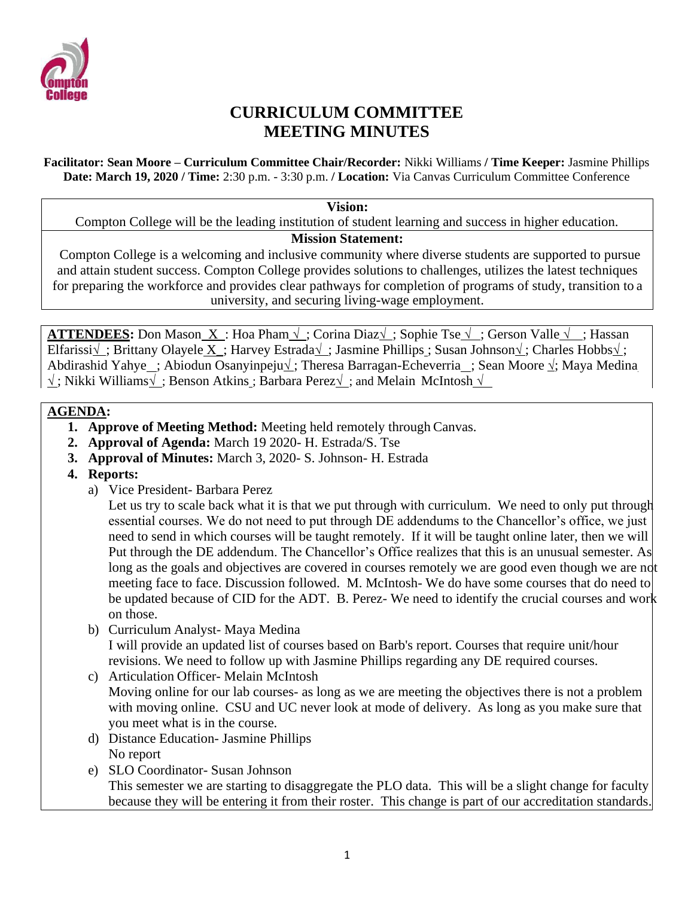# CURRICULUM COMMITTEE MEETING MINUTES

**Facilitator: Sean Moore – Curriculum Committee Chair/Recorder:** Nikki Williams **/ Time Keeper:** Jasmine Phillips
**Date: March 19, 2020 / Time:** 2:30 p.m. - 3:30 p.m. **/ Location:** Via Canvas Curriculum Committee Conference

**Vision:**
Compton College will be the leading institution of student learning and success in higher education.

**Mission Statement:**
Compton College is a welcoming and inclusive community where diverse students are supported to pursue and attain student success. Compton College provides solutions to challenges, utilizes the latest techniques for preparing the workforce and provides clear pathways for completion of programs of study, transition to a university, and securing living-wage employment.

**ATTENDEES:** Don Mason_X_: Hoa Pham_√_; Corina Diaz√_; Sophie Tse_√_; Gerson Valle_√_; Hassan Elfarissi√_; Brittany Olayele_X_; Harvey Estrada√_; Jasmine Phillips_; Susan Johnson√_; Charles Hobbs√_; Abdirashid Yahye__; Abiodun Osanyinpeju√_; Theresa Barragan-Echeverria__; Sean Moore √; Maya Medina √; Nikki Williams√_; Benson Atkins_; Barbara Perez√_; and Melain McIntosh_√_

**AGENDA:**

1. **Approve of Meeting Method:** Meeting held remotely through Canvas.
2. **Approval of Agenda:** March 19 2020- H. Estrada/S. Tse
3. **Approval of Minutes:** March 3, 2020- S. Johnson- H. Estrada
4. **Reports:**
   a) Vice President- Barbara Perez
   Let us try to scale back what it is that we put through with curriculum. We need to only put through essential courses. We do not need to put through DE addendums to the Chancellor's office, we just need to send in which courses will be taught remotely. If it will be taught online later, then we will Put through the DE addendum. The Chancellor's Office realizes that this is an unusual semester. As long as the goals and objectives are covered in courses remotely we are good even though we are not meeting face to face. Discussion followed. M. McIntosh- We do have some courses that do need to be updated because of CID for the ADT. B. Perez- We need to identify the crucial courses and work on those.
   b) Curriculum Analyst- Maya Medina
   I will provide an updated list of courses based on Barb's report. Courses that require unit/hour revisions. We need to follow up with Jasmine Phillips regarding any DE required courses.
   c) Articulation Officer- Melain McIntosh
   Moving online for our lab courses- as long as we are meeting the objectives there is not a problem with moving online. CSU and UC never look at mode of delivery. As long as you make sure that you meet what is in the course.
   d) Distance Education- Jasmine Phillips
   No report
   e) SLO Coordinator- Susan Johnson
   This semester we are starting to disaggregate the PLO data. This will be a slight change for faculty because they will be entering it from their roster. This change is part of our accreditation standards.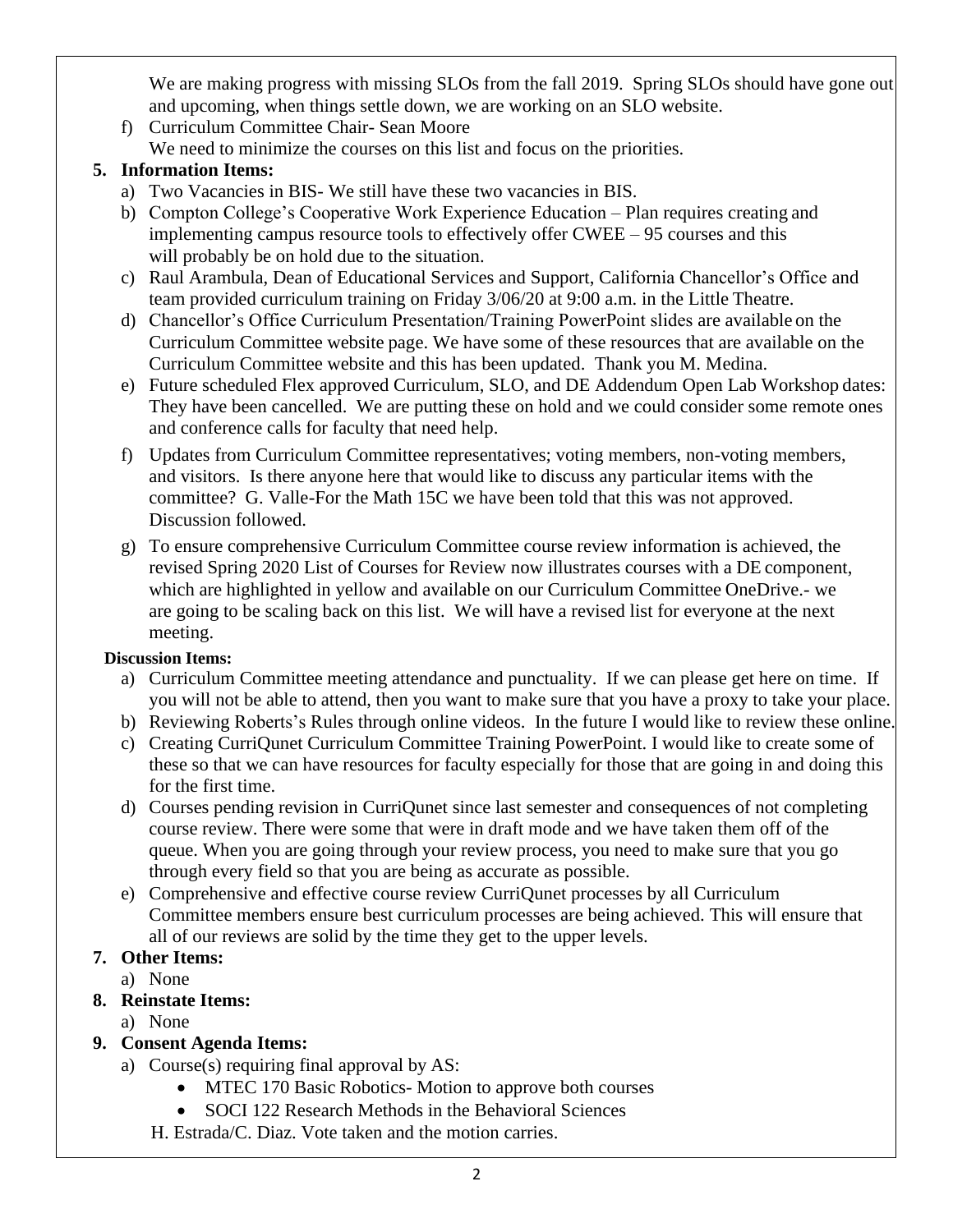We are making progress with missing SLOs from the fall 2019. Spring SLOs should have gone out and upcoming, when things settle down, we are working on an SLO website.

f) Curriculum Committee Chair- Sean Moore
   We need to minimize the courses on this list and focus on the priorities.

**5. Information Items:**

a) Two Vacancies in BIS- We still have these two vacancies in BIS.

b) Compton College's Cooperative Work Experience Education – Plan requires creating and implementing campus resource tools to effectively offer CWEE – 95 courses and this will probably be on hold due to the situation.

c) Raul Arambula, Dean of Educational Services and Support, California Chancellor's Office and team provided curriculum training on Friday 3/06/20 at 9:00 a.m. in the Little Theatre.

d) Chancellor's Office Curriculum Presentation/Training PowerPoint slides are available on the Curriculum Committee website page. We have some of these resources that are available on the Curriculum Committee website and this has been updated. Thank you M. Medina.

e) Future scheduled Flex approved Curriculum, SLO, and DE Addendum Open Lab Workshop dates: They have been cancelled. We are putting these on hold and we could consider some remote ones and conference calls for faculty that need help.

f) Updates from Curriculum Committee representatives; voting members, non-voting members, and visitors. Is there anyone here that would like to discuss any particular items with the committee? G. Valle-For the Math 15C we have been told that this was not approved. Discussion followed.

g) To ensure comprehensive Curriculum Committee course review information is achieved, the revised Spring 2020 List of Courses for Review now illustrates courses with a DE component, which are highlighted in yellow and available on our Curriculum Committee OneDrive.- we are going to be scaling back on this list. We will have a revised list for everyone at the next meeting.

**Discussion Items:**

a) Curriculum Committee meeting attendance and punctuality. If we can please get here on time. If you will not be able to attend, then you want to make sure that you have a proxy to take your place.

b) Reviewing Roberts's Rules through online videos. In the future I would like to review these online.

c) Creating CurriQunet Curriculum Committee Training PowerPoint. I would like to create some of these so that we can have resources for faculty especially for those that are going in and doing this for the first time.

d) Courses pending revision in CurriQunet since last semester and consequences of not completing course review. There were some that were in draft mode and we have taken them off of the queue. When you are going through your review process, you need to make sure that you go through every field so that you are being as accurate as possible.

e) Comprehensive and effective course review CurriQunet processes by all Curriculum Committee members ensure best curriculum processes are being achieved. This will ensure that all of our reviews are solid by the time they get to the upper levels.

**7. Other Items:**

a) None

**8. Reinstate Items:**

a) None

**9. Consent Agenda Items:**

a) Course(s) requiring final approval by AS:
   - MTEC 170 Basic Robotics- Motion to approve both courses
   - SOCI 122 Research Methods in the Behavioral Sciences

   H. Estrada/C. Diaz. Vote taken and the motion carries.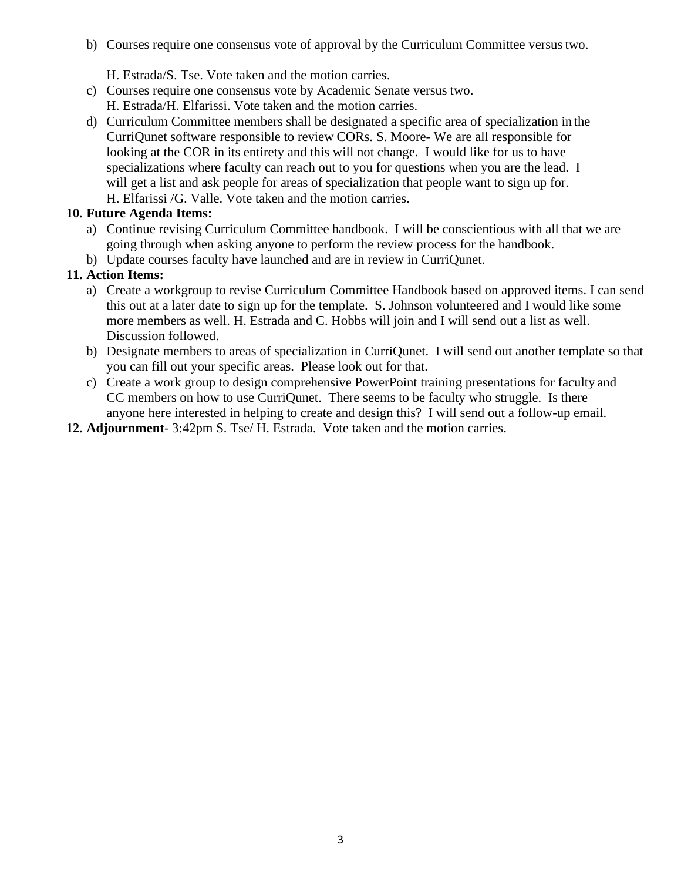b) Courses require one consensus vote of approval by the Curriculum Committee versus two.

   H. Estrada/S. Tse. Vote taken and the motion carries.

c) Courses require one consensus vote by Academic Senate versus two.
   H. Estrada/H. Elfarissi. Vote taken and the motion carries.

d) Curriculum Committee members shall be designated a specific area of specialization in the CurriQunet software responsible to review CORs. S. Moore- We are all responsible for looking at the COR in its entirety and this will not change. I would like for us to have specializations where faculty can reach out to you for questions when you are the lead. I will get a list and ask people for areas of specialization that people want to sign up for.
   H. Elfarissi /G. Valle. Vote taken and the motion carries.

**10. Future Agenda Items:**

a) Continue revising Curriculum Committee handbook. I will be conscientious with all that we are going through when asking anyone to perform the review process for the handbook.

b) Update courses faculty have launched and are in review in CurriQunet.

**11. Action Items:**

a) Create a workgroup to revise Curriculum Committee Handbook based on approved items. I can send this out at a later date to sign up for the template. S. Johnson volunteered and I would like some more members as well. H. Estrada and C. Hobbs will join and I will send out a list as well. Discussion followed.

b) Designate members to areas of specialization in CurriQunet. I will send out another template so that you can fill out your specific areas. Please look out for that.

c) Create a work group to design comprehensive PowerPoint training presentations for faculty and CC members on how to use CurriQunet. There seems to be faculty who struggle. Is there anyone here interested in helping to create and design this? I will send out a follow-up email.

**12. Adjournment**- 3:42pm S. Tse/ H. Estrada. Vote taken and the motion carries.